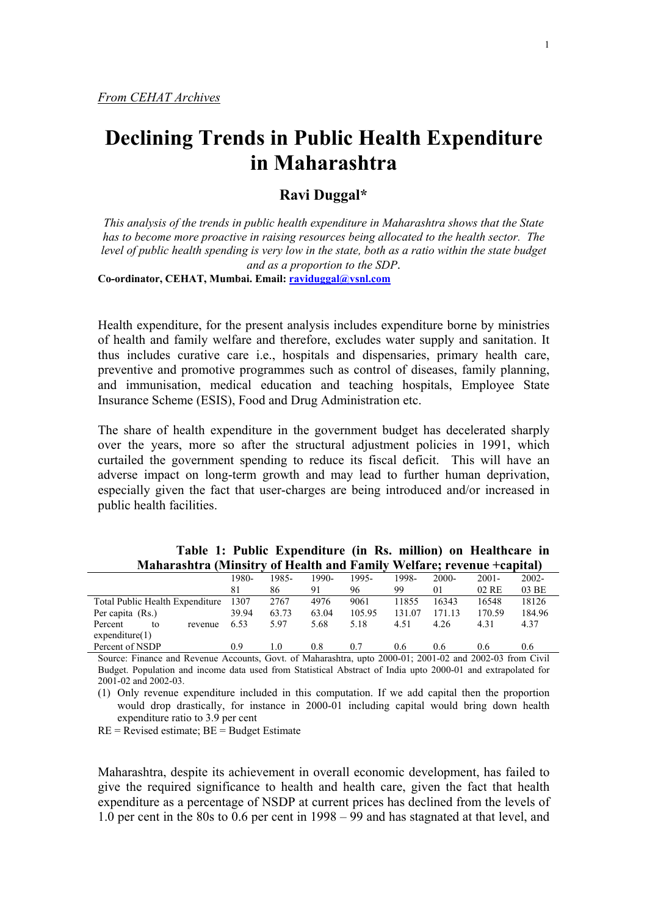*From CEHAT Archives*

# Declining Trends in Public Health Expenditure in Maharashtra

## Ravi Duggal*

*This analysis of the trends in public health expenditure in Maharashtra shows that the State has to become more proactive in raising resources being allocated to the health sector. The level of public health spending is very low in the state, both as a ratio within the state budget and as a proportion to the SDP.*

**Co-ordinator, CEHAT, Mumbai. Email: raviduggal@vsnl.com**

Health expenditure, for the present analysis includes expenditure borne by ministries of health and family welfare and therefore, excludes water supply and sanitation. It thus includes curative care i.e., hospitals and dispensaries, primary health care, preventive and promotive programmes such as control of diseases, family planning, and immunisation, medical education and teaching hospitals, Employee State Insurance Scheme (ESIS), Food and Drug Administration etc.

The share of health expenditure in the government budget has decelerated sharply over the years, more so after the structural adjustment policies in 1991, which curtailed the government spending to reduce its fiscal deficit. This will have an adverse impact on long-term growth and may lead to further human deprivation, especially given the fact that user-charges are being introduced and/or increased in public health facilities.

**Table 1: Public Expenditure (in Rs. million) on Healthcare in Maharashtra (Minsitry of Health and Family Welfare; revenue +capital)**

| | 1980-81 | 1985-86 | 1990-91 | 1995-96 | 1998-99 | 2000-01 | 2001-02 RE | 2002-03 BE |
|---|---|---|---|---|---|---|---|---|
| Total Public Health Expenditure | 1307 | 2767 | 4976 | 9061 | 11855 | 16343 | 16548 | 18126 |
| Per capita (Rs.) | 39.94 | 63.73 | 63.04 | 105.95 | 131.07 | 171.13 | 170.59 | 184.96 |
| Percent to revenue expenditure(1) | 6.53 | 5.97 | 5.68 | 5.18 | 4.51 | 4.26 | 4.31 | 4.37 |
| Percent of NSDP | 0.9 | 1.0 | 0.8 | 0.7 | 0.6 | 0.6 | 0.6 | 0.6 |

Source: Finance and Revenue Accounts, Govt. of Maharashtra, upto 2000-01; 2001-02 and 2002-03 from Civil Budget. Population and income data used from Statistical Abstract of India upto 2000-01 and extrapolated for 2001-02 and 2002-03.

(1) Only revenue expenditure included in this computation. If we add capital then the proportion would drop drastically, for instance in 2000-01 including capital would bring down health expenditure ratio to 3.9 per cent

RE = Revised estimate; BE = Budget Estimate

Maharashtra, despite its achievement in overall economic development, has failed to give the required significance to health and health care, given the fact that health expenditure as a percentage of NSDP at current prices has declined from the levels of 1.0 per cent in the 80s to 0.6 per cent in 1998 – 99 and has stagnated at that level, and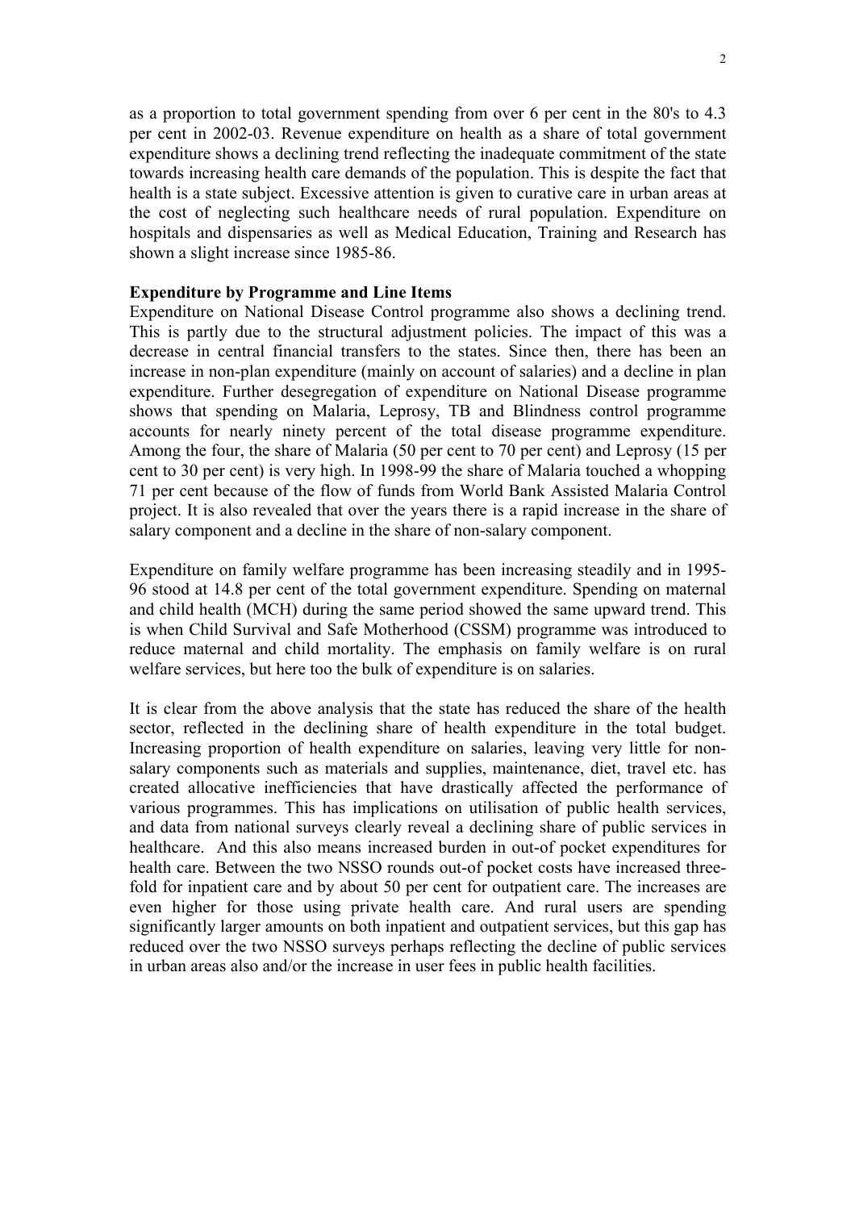as a proportion to total government spending from over 6 per cent in the 80's to 4.3 per cent in 2002-03. Revenue expenditure on health as a share of total government expenditure shows a declining trend reflecting the inadequate commitment of the state towards increasing health care demands of the population. This is despite the fact that health is a state subject. Excessive attention is given to curative care in urban areas at the cost of neglecting such healthcare needs of rural population. Expenditure on hospitals and dispensaries as well as Medical Education, Training and Research has shown a slight increase since 1985-86.

**Expenditure by Programme and Line Items**

Expenditure on National Disease Control programme also shows a declining trend. This is partly due to the structural adjustment policies. The impact of this was a decrease in central financial transfers to the states. Since then, there has been an increase in non-plan expenditure (mainly on account of salaries) and a decline in plan expenditure. Further desegregation of expenditure on National Disease programme shows that spending on Malaria, Leprosy, TB and Blindness control programme accounts for nearly ninety percent of the total disease programme expenditure. Among the four, the share of Malaria (50 per cent to 70 per cent) and Leprosy (15 per cent to 30 per cent) is very high. In 1998-99 the share of Malaria touched a whopping 71 per cent because of the flow of funds from World Bank Assisted Malaria Control project. It is also revealed that over the years there is a rapid increase in the share of salary component and a decline in the share of non-salary component.

Expenditure on family welfare programme has been increasing steadily and in 1995-96 stood at 14.8 per cent of the total government expenditure. Spending on maternal and child health (MCH) during the same period showed the same upward trend. This is when Child Survival and Safe Motherhood (CSSM) programme was introduced to reduce maternal and child mortality. The emphasis on family welfare is on rural welfare services, but here too the bulk of expenditure is on salaries.

It is clear from the above analysis that the state has reduced the share of the health sector, reflected in the declining share of health expenditure in the total budget. Increasing proportion of health expenditure on salaries, leaving very little for non-salary components such as materials and supplies, maintenance, diet, travel etc. has created allocative inefficiencies that have drastically affected the performance of various programmes. This has implications on utilisation of public health services, and data from national surveys clearly reveal a declining share of public services in healthcare. And this also means increased burden in out-of pocket expenditures for health care. Between the two NSSO rounds out-of pocket costs have increased three-fold for inpatient care and by about 50 per cent for outpatient care. The increases are even higher for those using private health care. And rural users are spending significantly larger amounts on both inpatient and outpatient services, but this gap has reduced over the two NSSO surveys perhaps reflecting the decline of public services in urban areas also and/or the increase in user fees in public health facilities.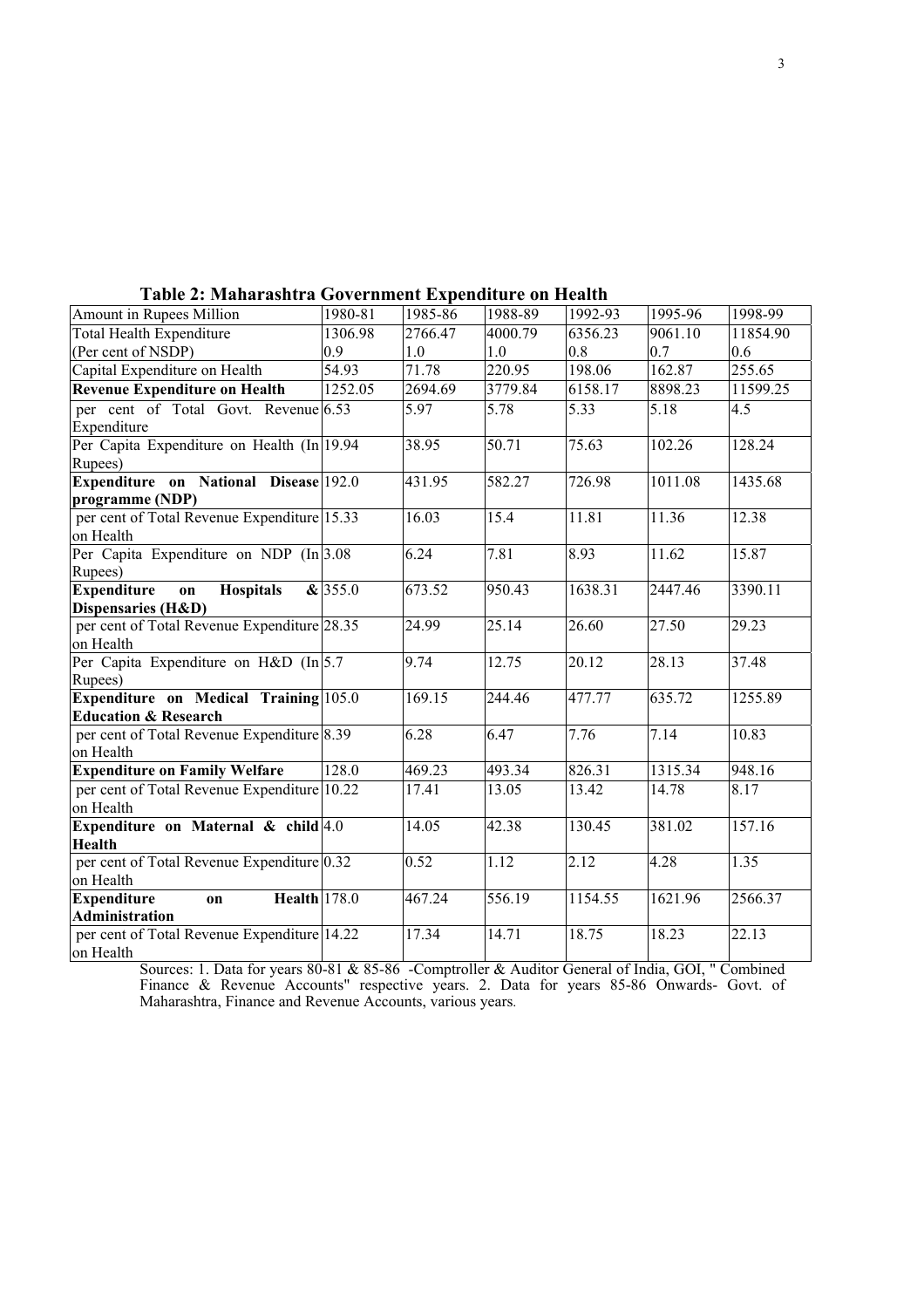**Table 2: Maharashtra Government Expenditure on Health**

| Amount in Rupees Million | 1980-81 | 1985-86 | 1988-89 | 1992-93 | 1995-96 | 1998-99 |
|---|---|---|---|---|---|---|
| Total Health Expenditure | 1306.98 | 2766.47 | 4000.79 | 6356.23 | 9061.10 | 11854.90 |
| (Per cent of NSDP) | 0.9 | 1.0 | 1.0 | 0.8 | 0.7 | 0.6 |
| Capital Expenditure on Health | 54.93 | 71.78 | 220.95 | 198.06 | 162.87 | 255.65 |
| **Revenue Expenditure on Health** | 1252.05 | 2694.69 | 3779.84 | 6158.17 | 8898.23 | 11599.25 |
| per cent of Total Govt. Revenue Expenditure | 6.53 | 5.97 | 5.78 | 5.33 | 5.18 | 4.5 |
| Per Capita Expenditure on Health (In Rupees) | 19.94 | 38.95 | 50.71 | 75.63 | 102.26 | 128.24 |
| **Expenditure on National Disease programme (NDP)** | 192.0 | 431.95 | 582.27 | 726.98 | 1011.08 | 1435.68 |
| per cent of Total Revenue Expenditure on Health | 15.33 | 16.03 | 15.4 | 11.81 | 11.36 | 12.38 |
| Per Capita Expenditure on NDP (In Rupees) | 3.08 | 6.24 | 7.81 | 8.93 | 11.62 | 15.87 |
| **Expenditure on Hospitals & Dispensaries (H&D)** | 355.0 | 673.52 | 950.43 | 1638.31 | 2447.46 | 3390.11 |
| per cent of Total Revenue Expenditure on Health | 28.35 | 24.99 | 25.14 | 26.60 | 27.50 | 29.23 |
| Per Capita Expenditure on H&D (In Rupees) | 5.7 | 9.74 | 12.75 | 20.12 | 28.13 | 37.48 |
| **Expenditure on Medical Training Education & Research** | 105.0 | 169.15 | 244.46 | 477.77 | 635.72 | 1255.89 |
| per cent of Total Revenue Expenditure on Health | 8.39 | 6.28 | 6.47 | 7.76 | 7.14 | 10.83 |
| **Expenditure on Family Welfare** | 128.0 | 469.23 | 493.34 | 826.31 | 1315.34 | 948.16 |
| per cent of Total Revenue Expenditure on Health | 10.22 | 17.41 | 13.05 | 13.42 | 14.78 | 8.17 |
| **Expenditure on Maternal & child Health** | 4.0 | 14.05 | 42.38 | 130.45 | 381.02 | 157.16 |
| per cent of Total Revenue Expenditure on Health | 0.32 | 0.52 | 1.12 | 2.12 | 4.28 | 1.35 |
| **Expenditure on Health Administration** | 178.0 | 467.24 | 556.19 | 1154.55 | 1621.96 | 2566.37 |
| per cent of Total Revenue Expenditure on Health | 14.22 | 17.34 | 14.71 | 18.75 | 18.23 | 22.13 |

Sources: 1. Data for years 80-81 & 85-86 -Comptroller & Auditor General of India, GOI, " Combined Finance & Revenue Accounts" respective years. 2. Data for years 85-86 Onwards- Govt. of Maharashtra, Finance and Revenue Accounts, various years.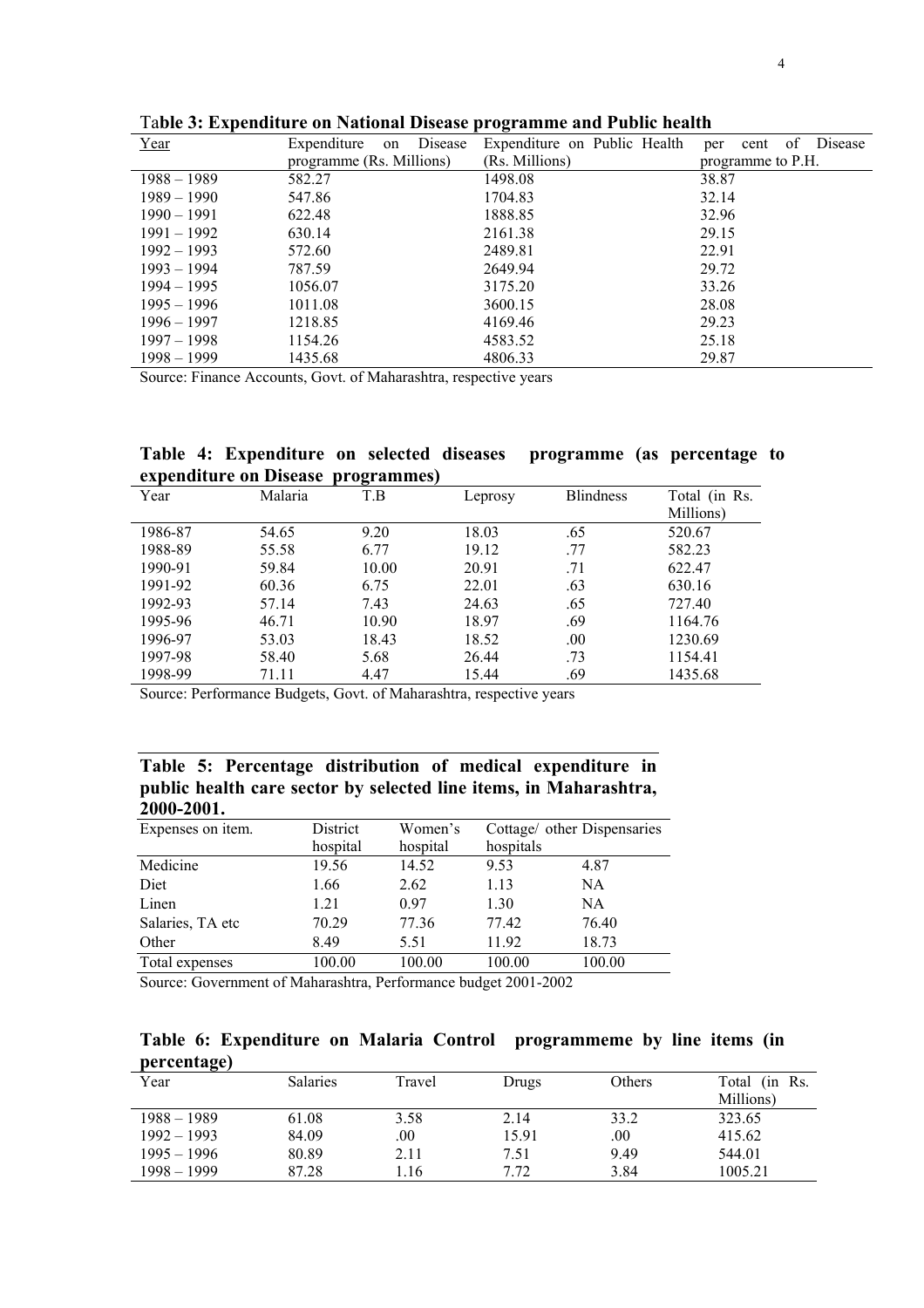**Table 3: Expenditure on National Disease programme and Public health**

| Year | Expenditure on Disease programme (Rs. Millions) | Expenditure on Public Health (Rs. Millions) | per cent of Disease programme to P.H. |
|---|---|---|---|
| 1988 – 1989 | 582.27 | 1498.08 | 38.87 |
| 1989 – 1990 | 547.86 | 1704.83 | 32.14 |
| 1990 – 1991 | 622.48 | 1888.85 | 32.96 |
| 1991 – 1992 | 630.14 | 2161.38 | 29.15 |
| 1992 – 1993 | 572.60 | 2489.81 | 22.91 |
| 1993 – 1994 | 787.59 | 2649.94 | 29.72 |
| 1994 – 1995 | 1056.07 | 3175.20 | 33.26 |
| 1995 – 1996 | 1011.08 | 3600.15 | 28.08 |
| 1996 – 1997 | 1218.85 | 4169.46 | 29.23 |
| 1997 – 1998 | 1154.26 | 4583.52 | 25.18 |
| 1998 – 1999 | 1435.68 | 4806.33 | 29.87 |

Source: Finance Accounts, Govt. of Maharashtra, respective years

**Table 4: Expenditure on selected diseases programme (as percentage to expenditure on Disease programmes)**

| Year | Malaria | T.B | Leprosy | Blindness | Total (in Rs. Millions) |
|---|---|---|---|---|---|
| 1986-87 | 54.65 | 9.20 | 18.03 | .65 | 520.67 |
| 1988-89 | 55.58 | 6.77 | 19.12 | .77 | 582.23 |
| 1990-91 | 59.84 | 10.00 | 20.91 | .71 | 622.47 |
| 1991-92 | 60.36 | 6.75 | 22.01 | .63 | 630.16 |
| 1992-93 | 57.14 | 7.43 | 24.63 | .65 | 727.40 |
| 1995-96 | 46.71 | 10.90 | 18.97 | .69 | 1164.76 |
| 1996-97 | 53.03 | 18.43 | 18.52 | .00 | 1230.69 |
| 1997-98 | 58.40 | 5.68 | 26.44 | .73 | 1154.41 |
| 1998-99 | 71.11 | 4.47 | 15.44 | .69 | 1435.68 |

Source: Performance Budgets, Govt. of Maharashtra, respective years

**Table 5: Percentage distribution of medical expenditure in public health care sector by selected line items, in Maharashtra, 2000-2001.**

| Expenses on item. | District hospital | Women's hospital | Cottage/ other hospitals | Dispensaries |
|---|---|---|---|---|
| Medicine | 19.56 | 14.52 | 9.53 | 4.87 |
| Diet | 1.66 | 2.62 | 1.13 | NA |
| Linen | 1.21 | 0.97 | 1.30 | NA |
| Salaries, TA etc | 70.29 | 77.36 | 77.42 | 76.40 |
| Other | 8.49 | 5.51 | 11.92 | 18.73 |
| Total expenses | 100.00 | 100.00 | 100.00 | 100.00 |

Source: Government of Maharashtra, Performance budget 2001-2002

**Table 6: Expenditure on Malaria Control programmeme by line items (in percentage)**

| Year | Salaries | Travel | Drugs | Others | Total (in Rs. Millions) |
|---|---|---|---|---|---|
| 1988 – 1989 | 61.08 | 3.58 | 2.14 | 33.2 | 323.65 |
| 1992 – 1993 | 84.09 | .00 | 15.91 | .00 | 415.62 |
| 1995 – 1996 | 80.89 | 2.11 | 7.51 | 9.49 | 544.01 |
| 1998 – 1999 | 87.28 | 1.16 | 7.72 | 3.84 | 1005.21 |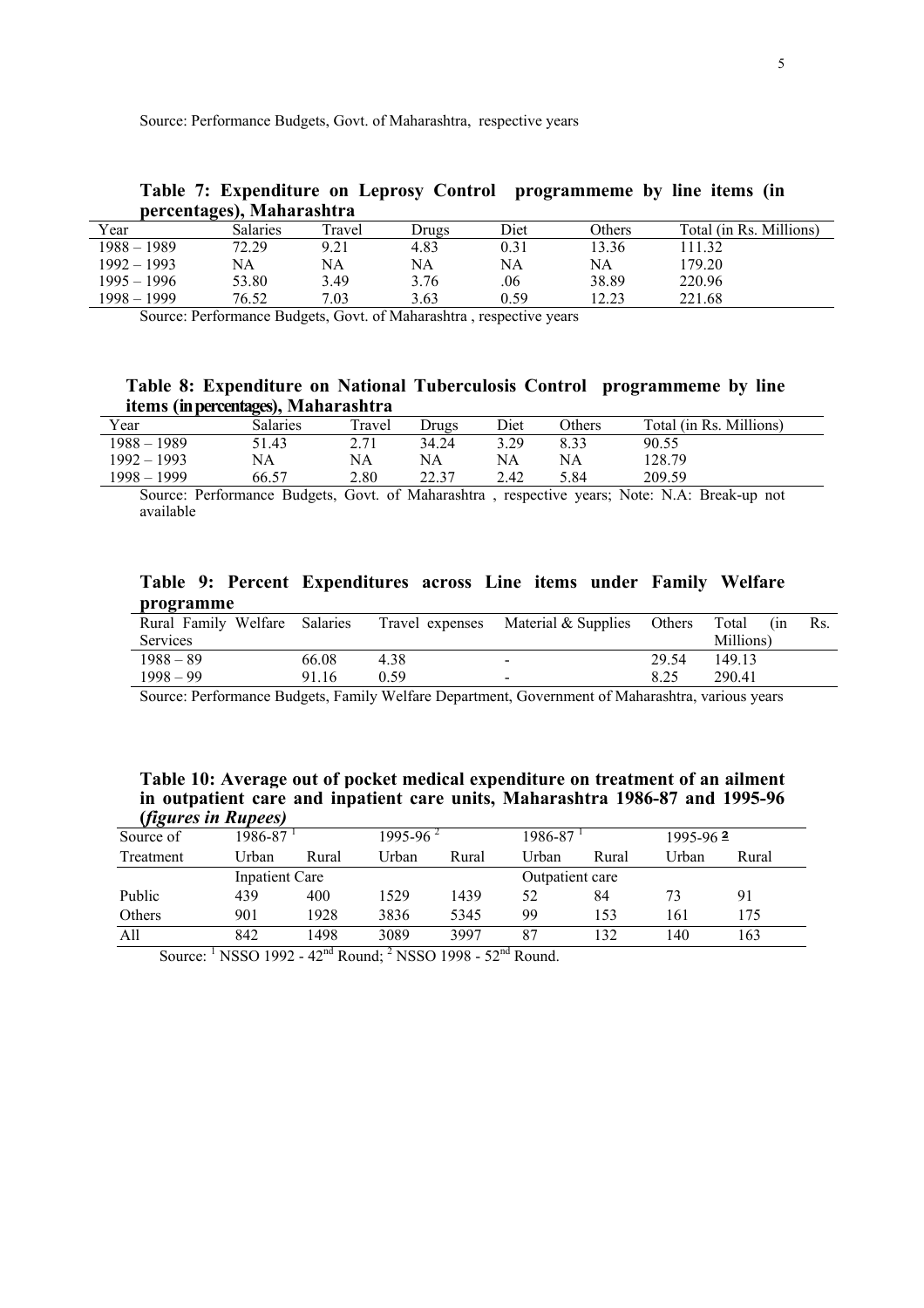Source: Performance Budgets, Govt. of Maharashtra, respective years

**Table 7: Expenditure on Leprosy Control programmeme by line items (in percentages), Maharashtra**

| Year | Salaries | Travel | Drugs | Diet | Others | Total (in Rs. Millions) |
|---|---|---|---|---|---|---|
| 1988 – 1989 | 72.29 | 9.21 | 4.83 | 0.31 | 13.36 | 111.32 |
| 1992 – 1993 | NA | NA | NA | NA | NA | 179.20 |
| 1995 – 1996 | 53.80 | 3.49 | 3.76 | .06 | 38.89 | 220.96 |
| 1998 – 1999 | 76.52 | 7.03 | 3.63 | 0.59 | 12.23 | 221.68 |

Source: Performance Budgets, Govt. of Maharashtra , respective years

**Table 8: Expenditure on National Tuberculosis Control programmeme by line items (in percentages), Maharashtra**

| Year | Salaries | Travel | Drugs | Diet | Others | Total (in Rs. Millions) |
|---|---|---|---|---|---|---|
| 1988 – 1989 | 51.43 | 2.71 | 34.24 | 3.29 | 8.33 | 90.55 |
| 1992 – 1993 | NA | NA | NA | NA | NA | 128.79 |
| 1998 – 1999 | 66.57 | 2.80 | 22.37 | 2.42 | 5.84 | 209.59 |

Source: Performance Budgets, Govt. of Maharashtra , respective years; Note: N.A: Break-up not available

**Table 9: Percent Expenditures across Line items under Family Welfare programme**

| Rural Family Welfare Services | Salaries | Travel expenses | Material & Supplies | Others | Total (in Rs. Millions) |
|---|---|---|---|---|---|
| 1988 – 89 | 66.08 | 4.38 | - | 29.54 | 149.13 |
| 1998 – 99 | 91.16 | 0.59 | - | 8.25 | 290.41 |

Source: Performance Budgets, Family Welfare Department, Government of Maharashtra, various years

**Table 10: Average out of pocket medical expenditure on treatment of an ailment in outpatient care and inpatient care units, Maharashtra 1986-87 and 1995-96 (*figures in Rupees*)**

| Source of | 1986-87 [1] | | 1995-96 [2] | | 1986-87 [1] | | 1995-96 [2] | |
|---|---|---|---|---|---|---|---|---|
| Treatment | Urban | Rural | Urban | Rural | Urban | Rural | Urban | Rural |
| | Inpatient Care | | | | Outpatient care | | | |
| Public | 439 | 400 | 1529 | 1439 | 52 | 84 | 73 | 91 |
| Others | 901 | 1928 | 3836 | 5345 | 99 | 153 | 161 | 175 |
| All | 842 | 1498 | 3089 | 3997 | 87 | 132 | 140 | 163 |

Source: [1] NSSO 1992 - 42nd Round; [2] NSSO 1998 - 52nd Round.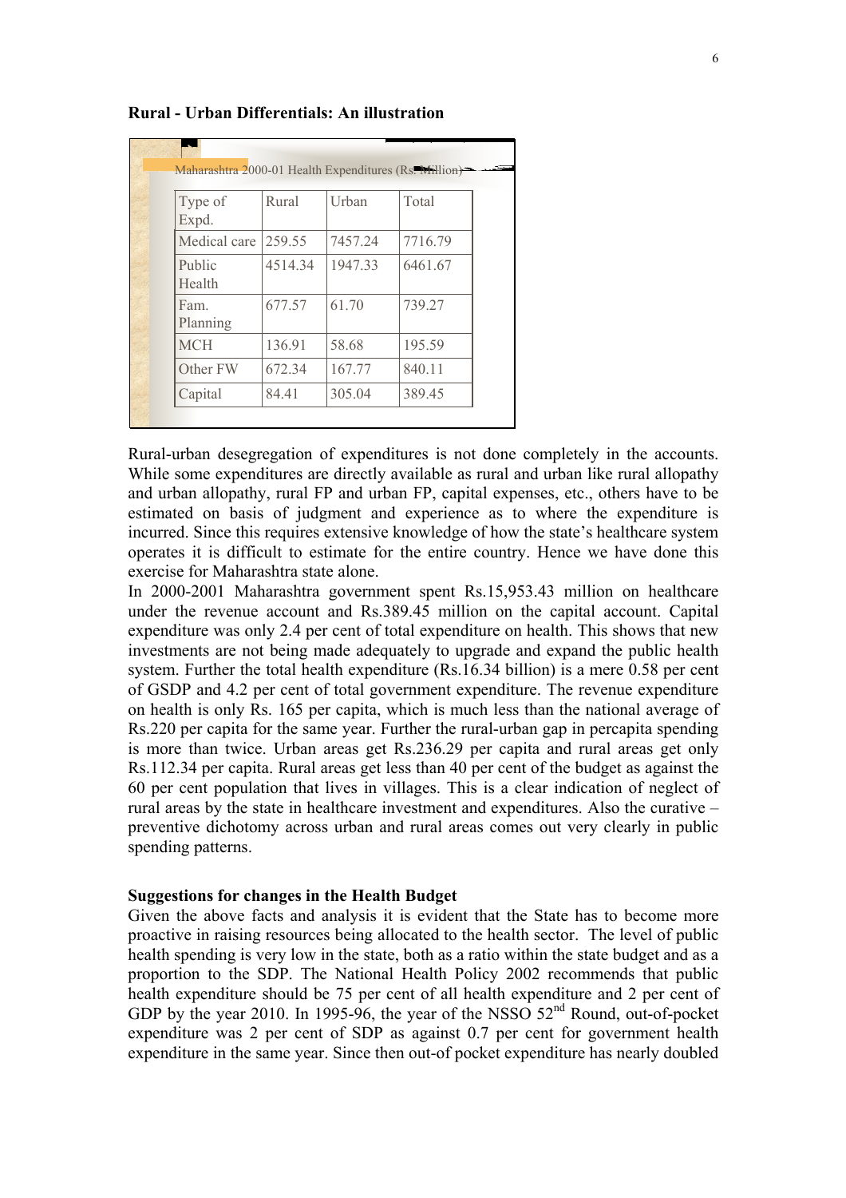**Rural - Urban Differentials: An illustration**

Maharashtra 2000-01 Health Expenditures (Rs. Million)

| Type of Expd. | Rural | Urban | Total |
|---|---|---|---|
| Medical care | 259.55 | 7457.24 | 7716.79 |
| Public Health | 4514.34 | 1947.33 | 6461.67 |
| Fam. Planning | 677.57 | 61.70 | 739.27 |
| MCH | 136.91 | 58.68 | 195.59 |
| Other FW | 672.34 | 167.77 | 840.11 |
| Capital | 84.41 | 305.04 | 389.45 |

Rural-urban desegregation of expenditures is not done completely in the accounts. While some expenditures are directly available as rural and urban like rural allopathy and urban allopathy, rural FP and urban FP, capital expenses, etc., others have to be estimated on basis of judgment and experience as to where the expenditure is incurred. Since this requires extensive knowledge of how the state's healthcare system operates it is difficult to estimate for the entire country. Hence we have done this exercise for Maharashtra state alone.

In 2000-2001 Maharashtra government spent Rs.15,953.43 million on healthcare under the revenue account and Rs.389.45 million on the capital account. Capital expenditure was only 2.4 per cent of total expenditure on health. This shows that new investments are not being made adequately to upgrade and expand the public health system. Further the total health expenditure (Rs.16.34 billion) is a mere 0.58 per cent of GSDP and 4.2 per cent of total government expenditure. The revenue expenditure on health is only Rs. 165 per capita, which is much less than the national average of Rs.220 per capita for the same year. Further the rural-urban gap in percapita spending is more than twice. Urban areas get Rs.236.29 per capita and rural areas get only Rs.112.34 per capita. Rural areas get less than 40 per cent of the budget as against the 60 per cent population that lives in villages. This is a clear indication of neglect of rural areas by the state in healthcare investment and expenditures. Also the curative – preventive dichotomy across urban and rural areas comes out very clearly in public spending patterns.

**Suggestions for changes in the Health Budget**

Given the above facts and analysis it is evident that the State has to become more proactive in raising resources being allocated to the health sector. The level of public health spending is very low in the state, both as a ratio within the state budget and as a proportion to the SDP. The National Health Policy 2002 recommends that public health expenditure should be 75 per cent of all health expenditure and 2 per cent of GDP by the year 2010. In 1995-96, the year of the NSSO 52nd Round, out-of-pocket expenditure was 2 per cent of SDP as against 0.7 per cent for government health expenditure in the same year. Since then out-of pocket expenditure has nearly doubled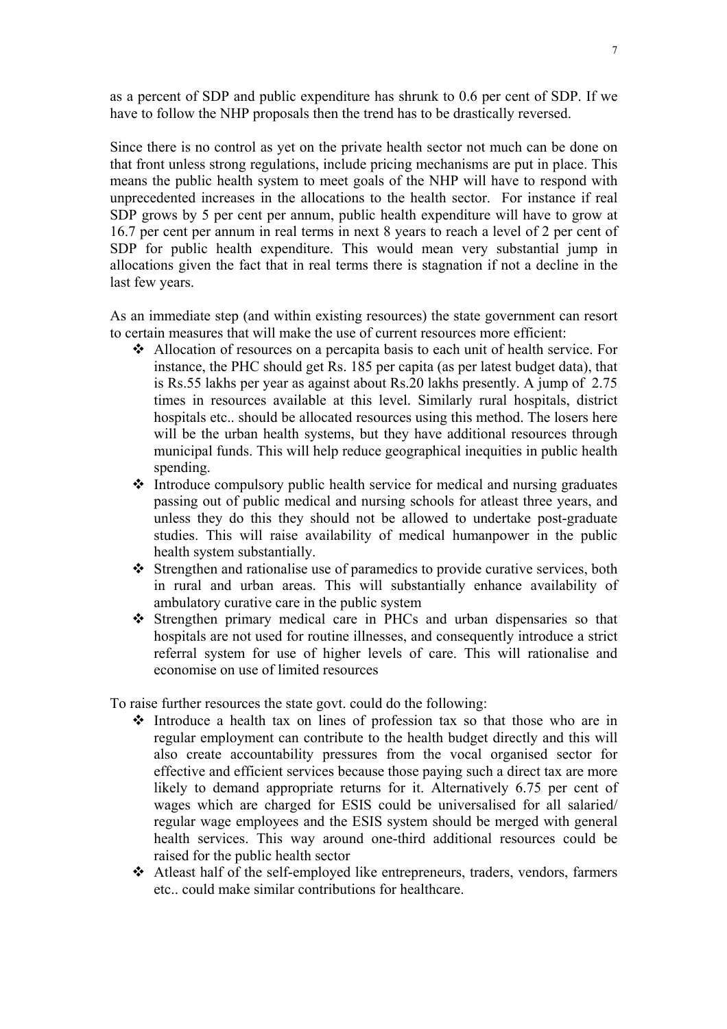as a percent of SDP and public expenditure has shrunk to 0.6 per cent of SDP. If we have to follow the NHP proposals then the trend has to be drastically reversed.

Since there is no control as yet on the private health sector not much can be done on that front unless strong regulations, include pricing mechanisms are put in place. This means the public health system to meet goals of the NHP will have to respond with unprecedented increases in the allocations to the health sector. For instance if real SDP grows by 5 per cent per annum, public health expenditure will have to grow at 16.7 per cent per annum in real terms in next 8 years to reach a level of 2 per cent of SDP for public health expenditure. This would mean very substantial jump in allocations given the fact that in real terms there is stagnation if not a decline in the last few years.

As an immediate step (and within existing resources) the state government can resort to certain measures that will make the use of current resources more efficient:

- Allocation of resources on a percapita basis to each unit of health service. For instance, the PHC should get Rs. 185 per capita (as per latest budget data), that is Rs.55 lakhs per year as against about Rs.20 lakhs presently. A jump of 2.75 times in resources available at this level. Similarly rural hospitals, district hospitals etc.. should be allocated resources using this method. The losers here will be the urban health systems, but they have additional resources through municipal funds. This will help reduce geographical inequities in public health spending.
- Introduce compulsory public health service for medical and nursing graduates passing out of public medical and nursing schools for atleast three years, and unless they do this they should not be allowed to undertake post-graduate studies. This will raise availability of medical humanpower in the public health system substantially.
- Strengthen and rationalise use of paramedics to provide curative services, both in rural and urban areas. This will substantially enhance availability of ambulatory curative care in the public system
- Strengthen primary medical care in PHCs and urban dispensaries so that hospitals are not used for routine illnesses, and consequently introduce a strict referral system for use of higher levels of care. This will rationalise and economise on use of limited resources

To raise further resources the state govt. could do the following:

- Introduce a health tax on lines of profession tax so that those who are in regular employment can contribute to the health budget directly and this will also create accountability pressures from the vocal organised sector for effective and efficient services because those paying such a direct tax are more likely to demand appropriate returns for it. Alternatively 6.75 per cent of wages which are charged for ESIS could be universalised for all salaried/ regular wage employees and the ESIS system should be merged with general health services. This way around one-third additional resources could be raised for the public health sector
- Atleast half of the self-employed like entrepreneurs, traders, vendors, farmers etc.. could make similar contributions for healthcare.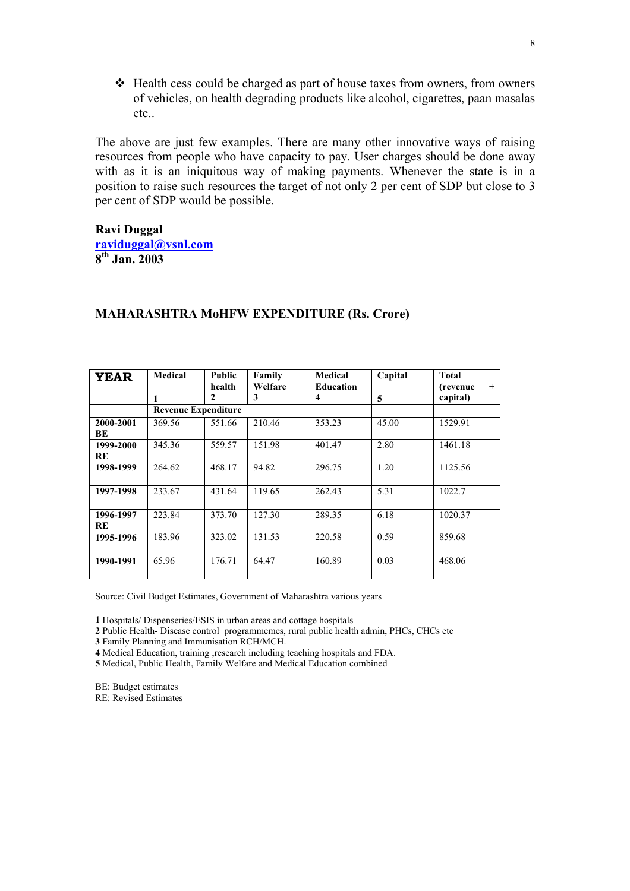- Health cess could be charged as part of house taxes from owners, from owners of vehicles, on health degrading products like alcohol, cigarettes, paan masalas etc..

The above are just few examples. There are many other innovative ways of raising resources from people who have capacity to pay. User charges should be done away with as it is an iniquitous way of making payments. Whenever the state is in a position to raise such resources the target of not only 2 per cent of SDP but close to 3 per cent of SDP would be possible.

**Ravi Duggal**
**raviduggal@vsnl.com**
**8th Jan. 2003**

## MAHARASHTRA MoHFW EXPENDITURE (Rs. Crore)

| YEAR | Medical 1 | Public health 2 | Family Welfare 3 | Medical Education 4 | Capital 5 | Total (revenue + capital) |
|---|---|---|---|---|---|---|
| | **Revenue Expenditure** | | | | | |
| **2000-2001 BE** | 369.56 | 551.66 | 210.46 | 353.23 | 45.00 | 1529.91 |
| **1999-2000 RE** | 345.36 | 559.57 | 151.98 | 401.47 | 2.80 | 1461.18 |
| **1998-1999** | 264.62 | 468.17 | 94.82 | 296.75 | 1.20 | 1125.56 |
| **1997-1998** | 233.67 | 431.64 | 119.65 | 262.43 | 5.31 | 1022.7 |
| **1996-1997 RE** | 223.84 | 373.70 | 127.30 | 289.35 | 6.18 | 1020.37 |
| **1995-1996** | 183.96 | 323.02 | 131.53 | 220.58 | 0.59 | 859.68 |
| **1990-1991** | 65.96 | 176.71 | 64.47 | 160.89 | 0.03 | 468.06 |

Source: Civil Budget Estimates, Government of Maharashtra various years

**1** Hospitals/ Dispenseries/ESIS in urban areas and cottage hospitals
**2** Public Health- Disease control programmemes, rural public health admin, PHCs, CHCs etc
**3** Family Planning and Immunisation RCH/MCH.
**4** Medical Education, training ,research including teaching hospitals and FDA.
**5** Medical, Public Health, Family Welfare and Medical Education combined

BE: Budget estimates
RE: Revised Estimates